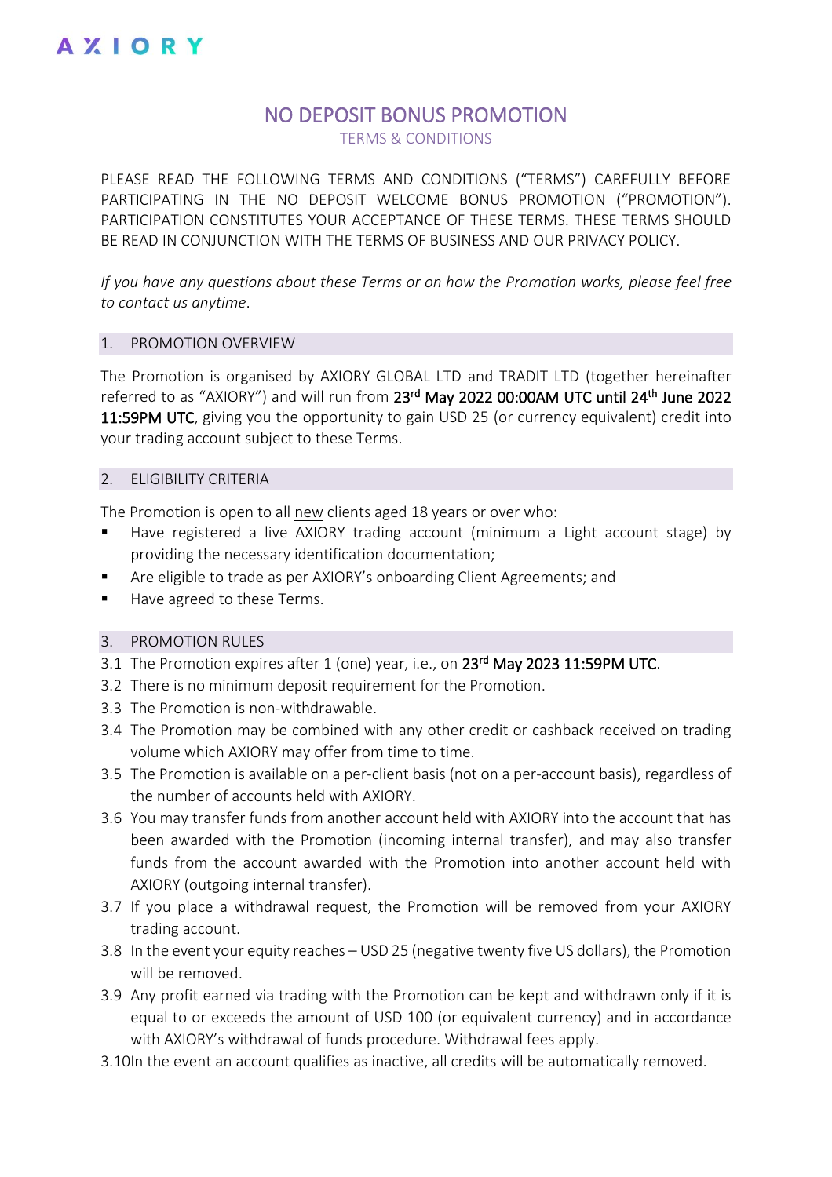AXIORY

# NO DEPOSIT BONUS PROMOTION

## TERMS & CONDITIONS

PLEASE READ THE FOLLOWING TERMS AND CONDITIONS ("TERMS") CAREFULLY BEFORE PARTICIPATING IN THE NO DEPOSIT WELCOME BONUS PROMOTION ("PROMOTION"). PARTICIPATION CONSTITUTES YOUR ACCEPTANCE OF THESE TERMS. THESE TERMS SHOULD BE READ IN CONJUNCTION WITH THE TERMS OF BUSINESS AND OUR PRIVACY POLICY.

*If you have any questions about these Terms or on how the Promotion works, please feel free to contact us anytime.*

### 1. PROMOTION OVERVIEW

The Promotion is organised by AXIORY GLOBAL LTD and TRADIT LTD (together hereinafter referred to as "AXIORY") and will run from 23rd May 2022 00:00AM UTC until 24th June 2022 11:59PM UTC, giving you the opportunity to gain USD 25 (or currency equivalent) credit into your trading account subject to these Terms.

### 2. ELIGIBILITY CRITERIA

The Promotion is open to all new clients aged 18 years or over who:

- Have registered a live AXIORY trading account (minimum a Light account stage) by providing the necessary identification documentation;
- Are eligible to trade as per AXIORY's onboarding Client Agreements; and
- Have agreed to these Terms.

### 3. PROMOTION RULES

3.1 The Promotion expires after 1 (one) year, i.e., on 23rd May 2023 11:59PM UTC.

3.2 There is no minimum deposit requirement for the Promotion.

3.3 The Promotion is non-withdrawable.

3.4 The Promotion may be combined with any other credit or cashback received on trading volume which AXIORY may offer from time to time.

3.5 The Promotion is available on a per-client basis (not on a per-account basis), regardless of the number of accounts held with AXIORY.

3.6 You may transfer funds from another account held with AXIORY into the account that has been awarded with the Promotion (incoming internal transfer), and may also transfer funds from the account awarded with the Promotion into another account held with AXIORY (outgoing internal transfer).

3.7 If you place a withdrawal request, the Promotion will be removed from your AXIORY trading account.

3.8 In the event your equity reaches – USD 25 (negative twenty five US dollars), the Promotion will be removed.

3.9 Any profit earned via trading with the Promotion can be kept and withdrawn only if it is equal to or exceeds the amount of USD 100 (or equivalent currency) and in accordance with AXIORY's withdrawal of funds procedure. Withdrawal fees apply.

3.10 In the event an account qualifies as inactive, all credits will be automatically removed.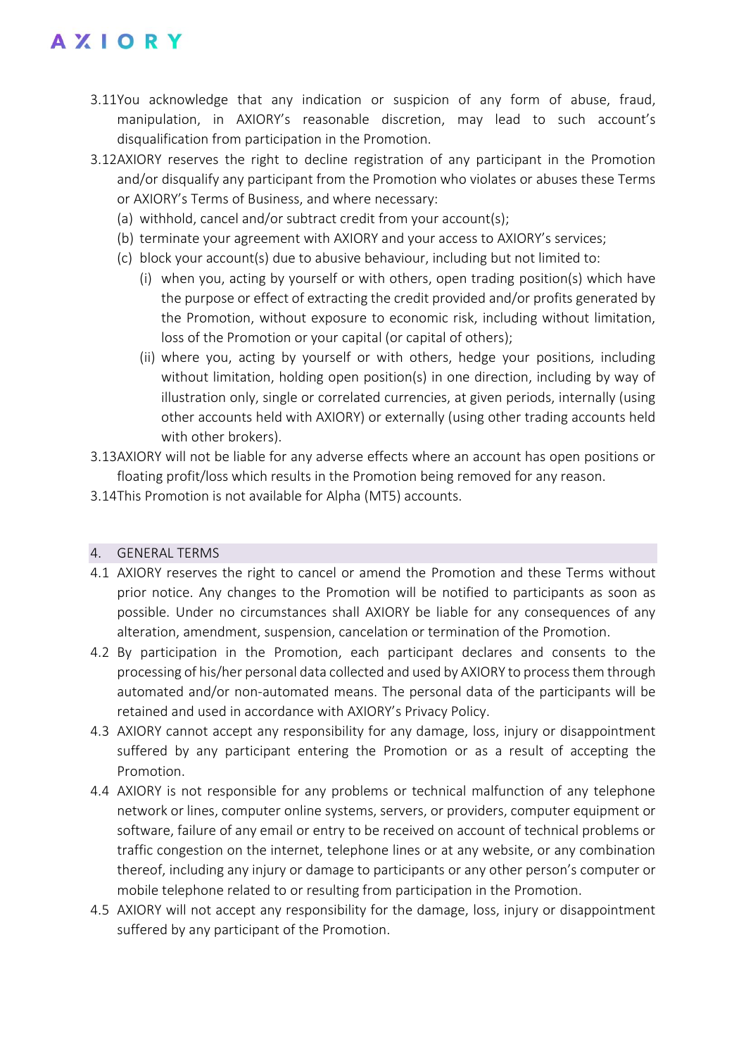3.11 You acknowledge that any indication or suspicion of any form of abuse, fraud, manipulation, in AXIORY's reasonable discretion, may lead to such account's disqualification from participation in the Promotion.

3.12 AXIORY reserves the right to decline registration of any participant in the Promotion and/or disqualify any participant from the Promotion who violates or abuses these Terms or AXIORY's Terms of Business, and where necessary:

(a) withhold, cancel and/or subtract credit from your account(s);

(b) terminate your agreement with AXIORY and your access to AXIORY's services;

(c) block your account(s) due to abusive behaviour, including but not limited to:

(i) when you, acting by yourself or with others, open trading position(s) which have the purpose or effect of extracting the credit provided and/or profits generated by the Promotion, without exposure to economic risk, including without limitation, loss of the Promotion or your capital (or capital of others);

(ii) where you, acting by yourself or with others, hedge your positions, including without limitation, holding open position(s) in one direction, including by way of illustration only, single or correlated currencies, at given periods, internally (using other accounts held with AXIORY) or externally (using other trading accounts held with other brokers).

3.13 AXIORY will not be liable for any adverse effects where an account has open positions or floating profit/loss which results in the Promotion being removed for any reason.

3.14 This Promotion is not available for Alpha (MT5) accounts.

## 4. GENERAL TERMS

4.1 AXIORY reserves the right to cancel or amend the Promotion and these Terms without prior notice. Any changes to the Promotion will be notified to participants as soon as possible. Under no circumstances shall AXIORY be liable for any consequences of any alteration, amendment, suspension, cancelation or termination of the Promotion.

4.2 By participation in the Promotion, each participant declares and consents to the processing of his/her personal data collected and used by AXIORY to process them through automated and/or non-automated means. The personal data of the participants will be retained and used in accordance with AXIORY's Privacy Policy.

4.3 AXIORY cannot accept any responsibility for any damage, loss, injury or disappointment suffered by any participant entering the Promotion or as a result of accepting the Promotion.

4.4 AXIORY is not responsible for any problems or technical malfunction of any telephone network or lines, computer online systems, servers, or providers, computer equipment or software, failure of any email or entry to be received on account of technical problems or traffic congestion on the internet, telephone lines or at any website, or any combination thereof, including any injury or damage to participants or any other person's computer or mobile telephone related to or resulting from participation in the Promotion.

4.5 AXIORY will not accept any responsibility for the damage, loss, injury or disappointment suffered by any participant of the Promotion.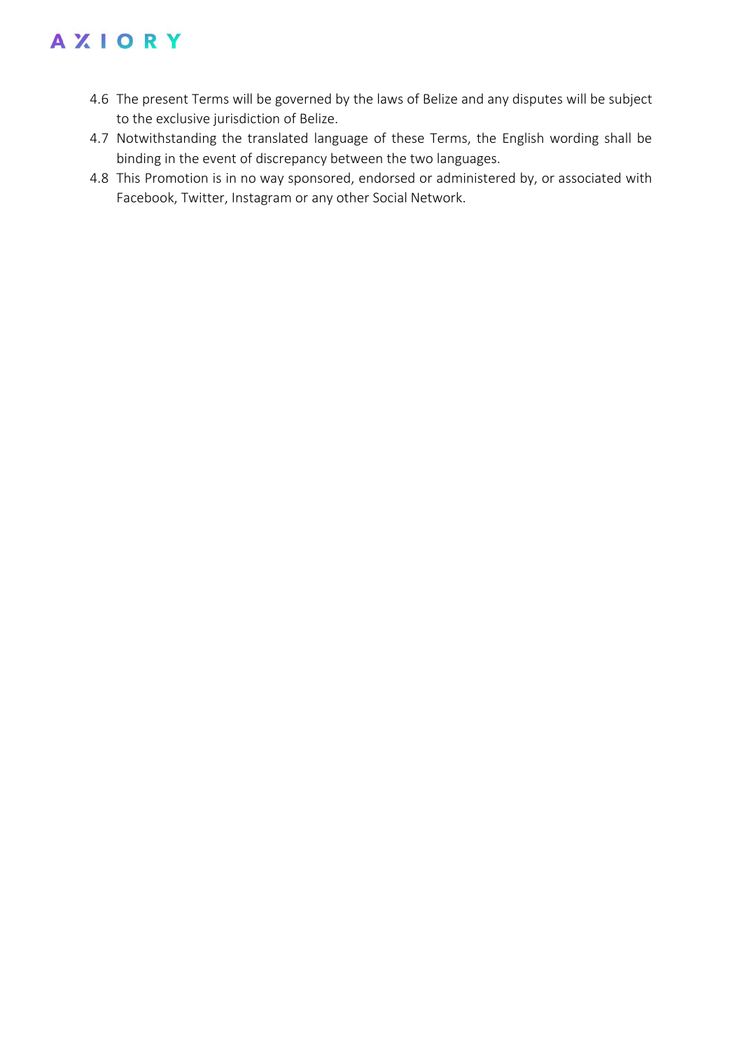4.6 The present Terms will be governed by the laws of Belize and any disputes will be subject to the exclusive jurisdiction of Belize.

4.7 Notwithstanding the translated language of these Terms, the English wording shall be binding in the event of discrepancy between the two languages.

4.8 This Promotion is in no way sponsored, endorsed or administered by, or associated with Facebook, Twitter, Instagram or any other Social Network.